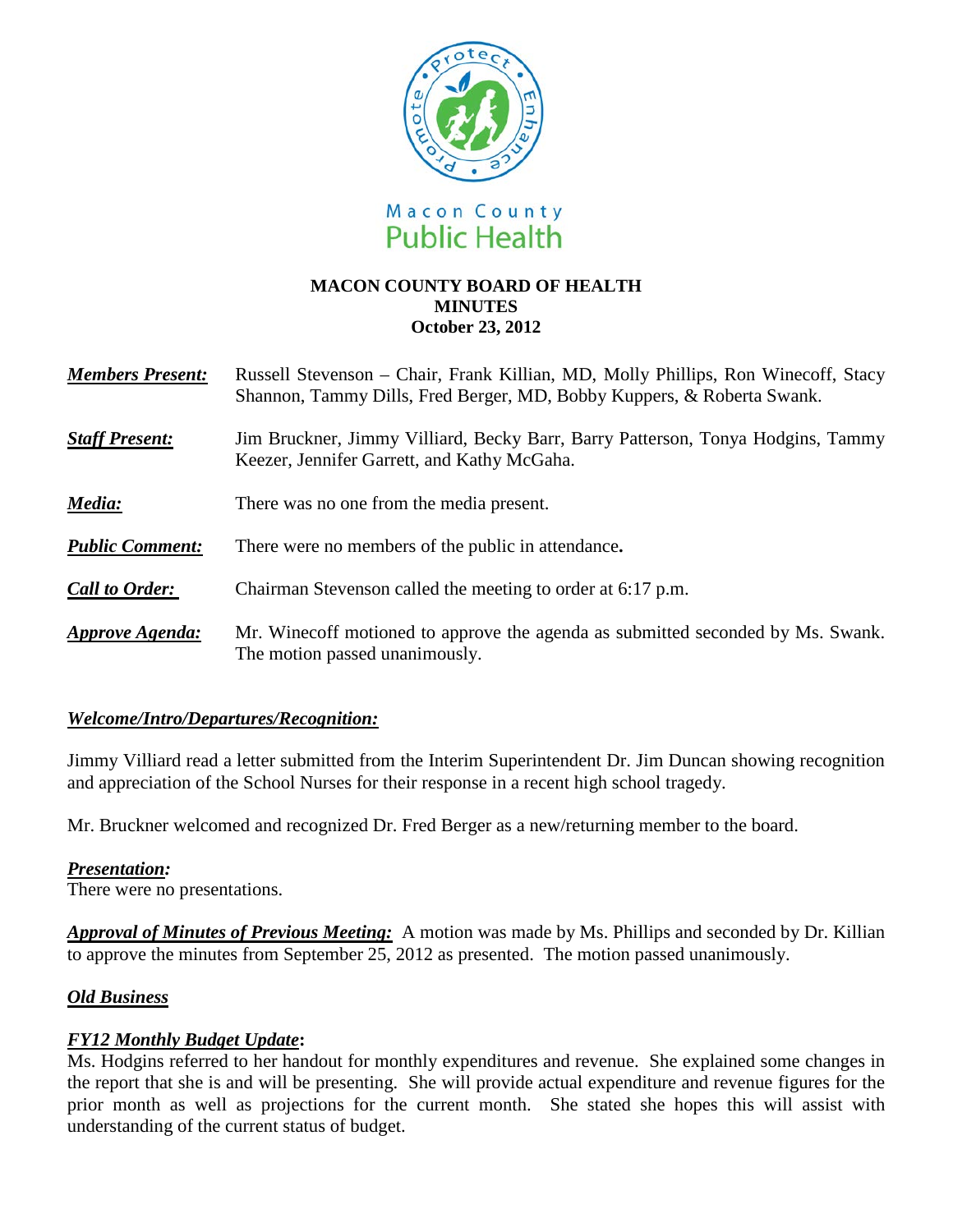Macon County Public Health

**MACON COUNTY BOARD OF HEALTH**
**MINUTES**
**October 23, 2012**

***Members Present:*** Russell Stevenson – Chair, Frank Killian, MD, Molly Phillips, Ron Winecoff, Stacy Shannon, Tammy Dills, Fred Berger, MD, Bobby Kuppers, & Roberta Swank.

***Staff Present:*** Jim Bruckner, Jimmy Villiard, Becky Barr, Barry Patterson, Tonya Hodgins, Tammy Keezer, Jennifer Garrett, and Kathy McGaha.

***Media:*** There was no one from the media present.

***Public Comment:*** There were no members of the public in attendance**.**

***Call to Order:*** Chairman Stevenson called the meeting to order at 6:17 p.m.

***Approve Agenda:*** Mr. Winecoff motioned to approve the agenda as submitted seconded by Ms. Swank. The motion passed unanimously.

***Welcome/Intro/Departures/Recognition:***

Jimmy Villiard read a letter submitted from the Interim Superintendent Dr. Jim Duncan showing recognition and appreciation of the School Nurses for their response in a recent high school tragedy.

Mr. Bruckner welcomed and recognized Dr. Fred Berger as a new/returning member to the board.

***Presentation:***
There were no presentations.

***Approval of Minutes of Previous Meeting:*** A motion was made by Ms. Phillips and seconded by Dr. Killian to approve the minutes from September 25, 2012 as presented. The motion passed unanimously.

***Old Business***

***FY12 Monthly Budget Update*****:**
Ms. Hodgins referred to her handout for monthly expenditures and revenue. She explained some changes in the report that she is and will be presenting. She will provide actual expenditure and revenue figures for the prior month as well as projections for the current month. She stated she hopes this will assist with understanding of the current status of budget.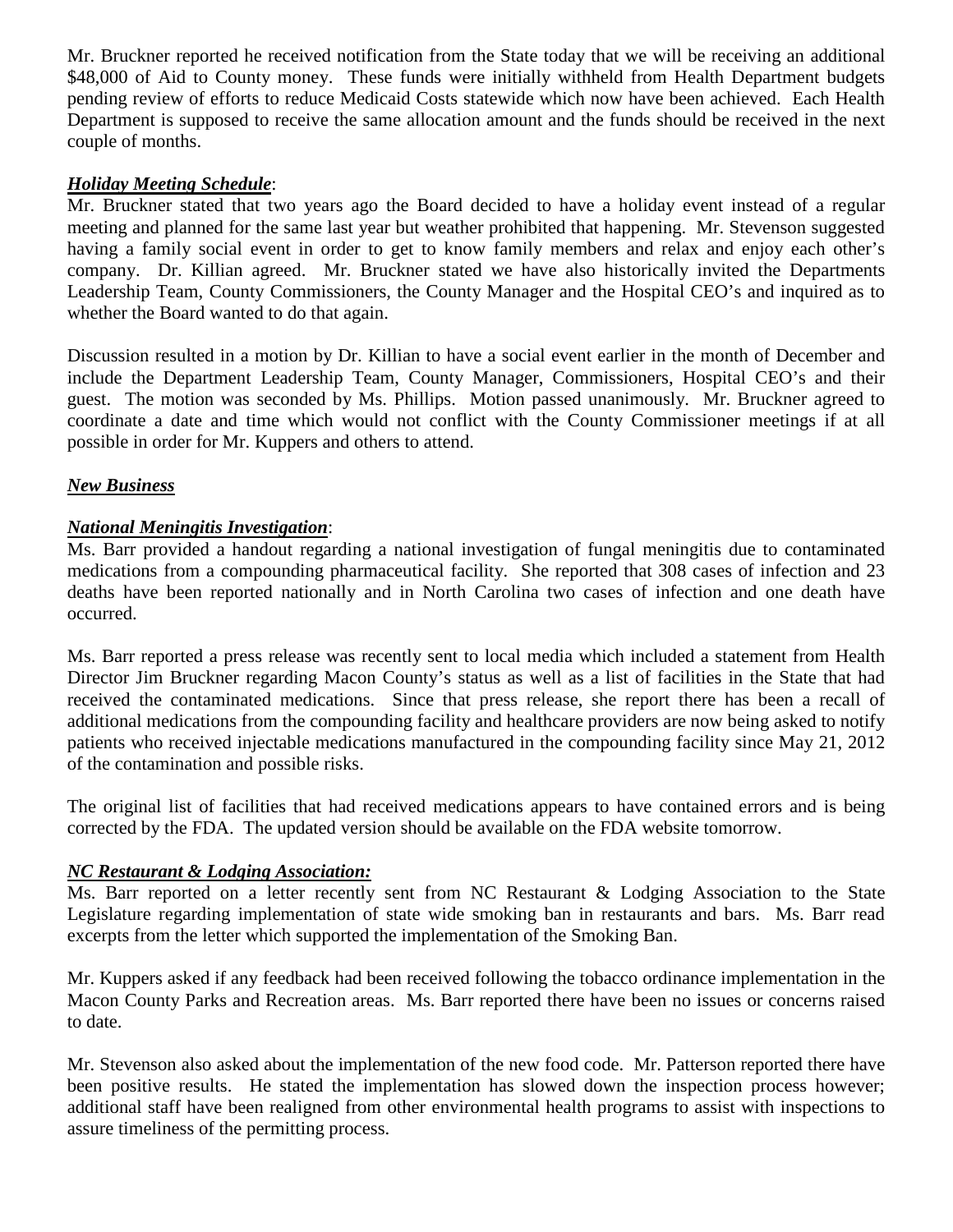Mr. Bruckner reported he received notification from the State today that we will be receiving an additional $48,000 of Aid to County money. These funds were initially withheld from Health Department budgets pending review of efforts to reduce Medicaid Costs statewide which now have been achieved. Each Health Department is supposed to receive the same allocation amount and the funds should be received in the next couple of months.

***Holiday Meeting Schedule***:

Mr. Bruckner stated that two years ago the Board decided to have a holiday event instead of a regular meeting and planned for the same last year but weather prohibited that happening. Mr. Stevenson suggested having a family social event in order to get to know family members and relax and enjoy each other's company. Dr. Killian agreed. Mr. Bruckner stated we have also historically invited the Departments Leadership Team, County Commissioners, the County Manager and the Hospital CEO's and inquired as to whether the Board wanted to do that again.

Discussion resulted in a motion by Dr. Killian to have a social event earlier in the month of December and include the Department Leadership Team, County Manager, Commissioners, Hospital CEO's and their guest. The motion was seconded by Ms. Phillips. Motion passed unanimously. Mr. Bruckner agreed to coordinate a date and time which would not conflict with the County Commissioner meetings if at all possible in order for Mr. Kuppers and others to attend.

***New Business***

***National Meningitis Investigation***:

Ms. Barr provided a handout regarding a national investigation of fungal meningitis due to contaminated medications from a compounding pharmaceutical facility. She reported that 308 cases of infection and 23 deaths have been reported nationally and in North Carolina two cases of infection and one death have occurred.

Ms. Barr reported a press release was recently sent to local media which included a statement from Health Director Jim Bruckner regarding Macon County's status as well as a list of facilities in the State that had received the contaminated medications. Since that press release, she report there has been a recall of additional medications from the compounding facility and healthcare providers are now being asked to notify patients who received injectable medications manufactured in the compounding facility since May 21, 2012 of the contamination and possible risks.

The original list of facilities that had received medications appears to have contained errors and is being corrected by the FDA. The updated version should be available on the FDA website tomorrow.

***NC Restaurant & Lodging Association:***

Ms. Barr reported on a letter recently sent from NC Restaurant & Lodging Association to the State Legislature regarding implementation of state wide smoking ban in restaurants and bars. Ms. Barr read excerpts from the letter which supported the implementation of the Smoking Ban.

Mr. Kuppers asked if any feedback had been received following the tobacco ordinance implementation in the Macon County Parks and Recreation areas. Ms. Barr reported there have been no issues or concerns raised to date.

Mr. Stevenson also asked about the implementation of the new food code. Mr. Patterson reported there have been positive results. He stated the implementation has slowed down the inspection process however; additional staff have been realigned from other environmental health programs to assist with inspections to assure timeliness of the permitting process.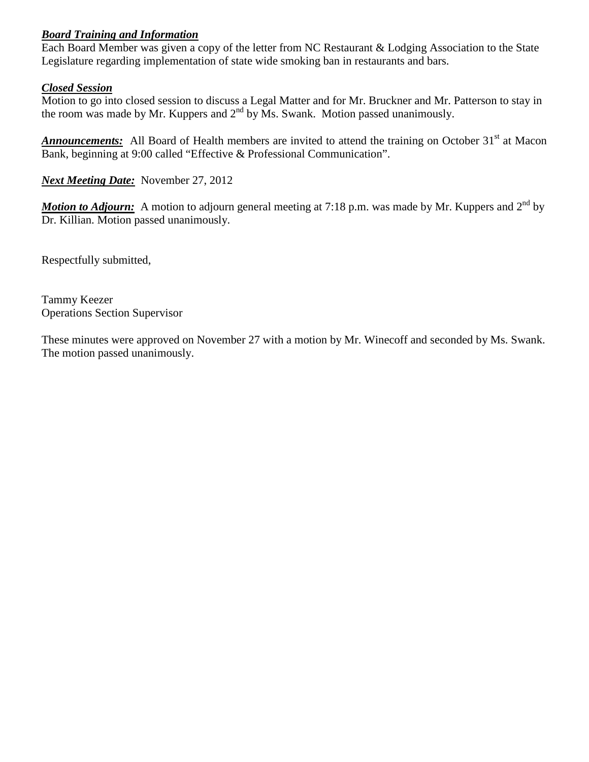***Board Training and Information***

Each Board Member was given a copy of the letter from NC Restaurant & Lodging Association to the State Legislature regarding implementation of state wide smoking ban in restaurants and bars.

***Closed Session***

Motion to go into closed session to discuss a Legal Matter and for Mr. Bruckner and Mr. Patterson to stay in the room was made by Mr. Kuppers and 2nd by Ms. Swank. Motion passed unanimously.

***Announcements:*** All Board of Health members are invited to attend the training on October 31st at Macon Bank, beginning at 9:00 called "Effective & Professional Communication".

***Next Meeting Date:*** November 27, 2012

***Motion to Adjourn:*** A motion to adjourn general meeting at 7:18 p.m. was made by Mr. Kuppers and 2nd by Dr. Killian. Motion passed unanimously.

Respectfully submitted,

Tammy Keezer
Operations Section Supervisor

These minutes were approved on November 27 with a motion by Mr. Winecoff and seconded by Ms. Swank. The motion passed unanimously.